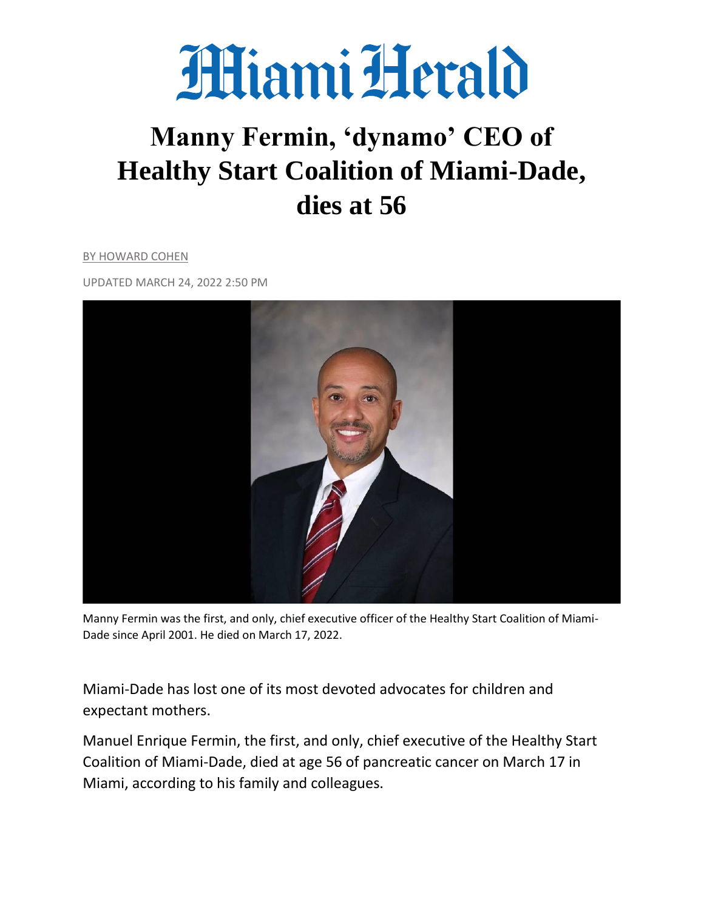# Miami Herald

## Manny Fermin, 'dynamo' CEO of Healthy Start Coalition of Miami-Dade, dies at 56

BY HOWARD COHEN

UPDATED MARCH 24, 2022 2:50 PM

Manny Fermin was the first, and only, chief executive officer of the Healthy Start Coalition of Miami-Dade since April 2001. He died on March 17, 2022.

Miami-Dade has lost one of its most devoted advocates for children and expectant mothers.

Manuel Enrique Fermin, the first, and only, chief executive of the Healthy Start Coalition of Miami-Dade, died at age 56 of pancreatic cancer on March 17 in Miami, according to his family and colleagues.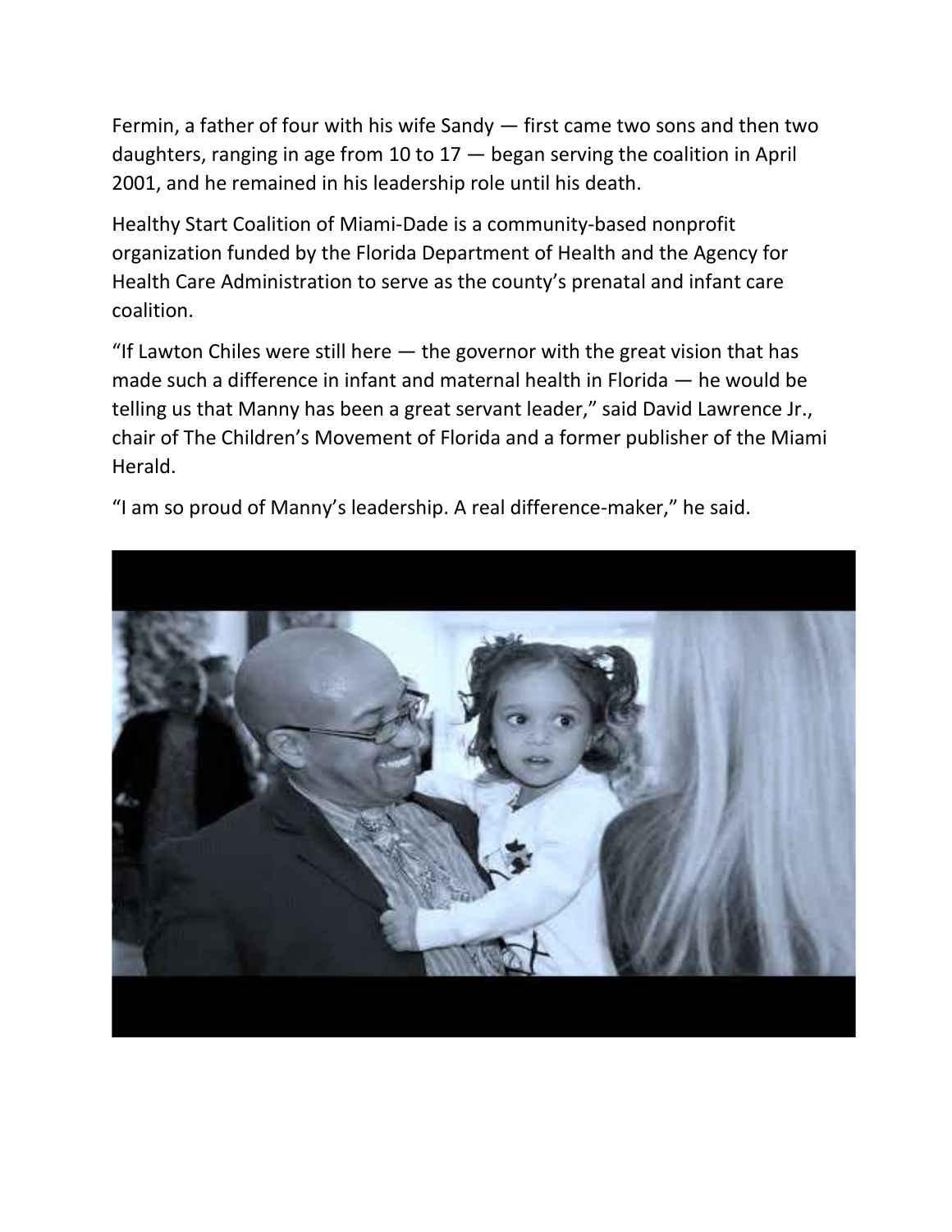Fermin, a father of four with his wife Sandy — first came two sons and then two daughters, ranging in age from 10 to 17 — began serving the coalition in April 2001, and he remained in his leadership role until his death.

Healthy Start Coalition of Miami-Dade is a community-based nonprofit organization funded by the Florida Department of Health and the Agency for Health Care Administration to serve as the county's prenatal and infant care coalition.

"If Lawton Chiles were still here — the governor with the great vision that has made such a difference in infant and maternal health in Florida — he would be telling us that Manny has been a great servant leader," said David Lawrence Jr., chair of The Children's Movement of Florida and a former publisher of the Miami Herald.

"I am so proud of Manny's leadership. A real difference-maker," he said.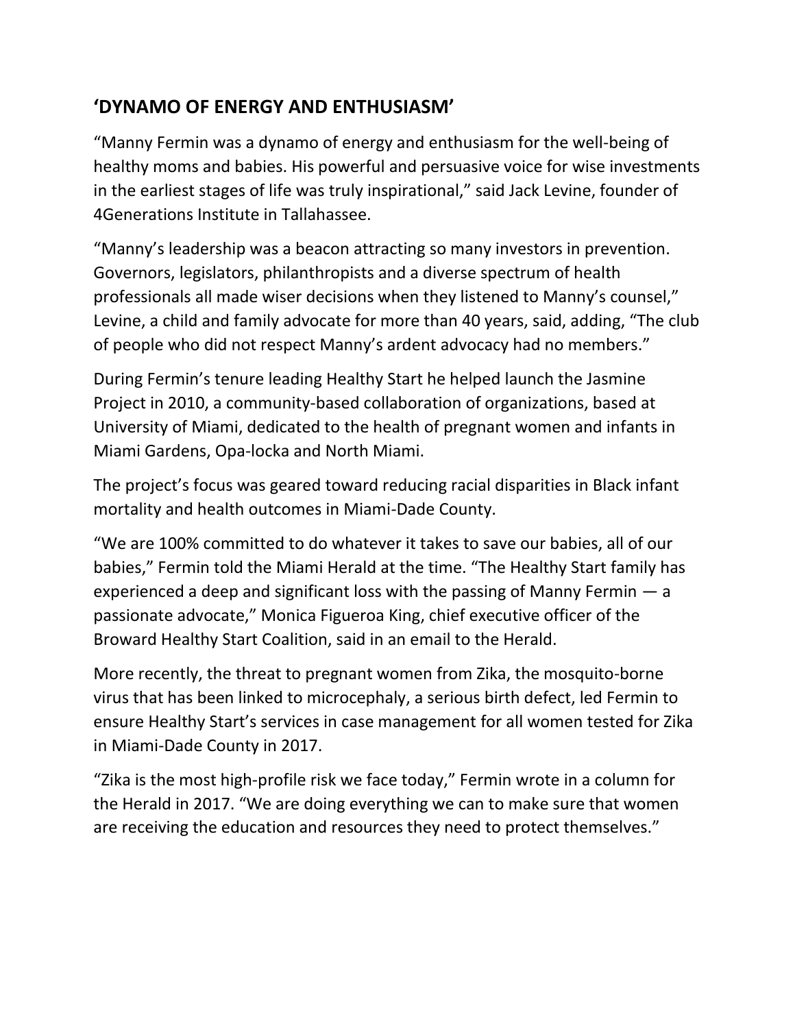## 'DYNAMO OF ENERGY AND ENTHUSIASM'

"Manny Fermin was a dynamo of energy and enthusiasm for the well-being of healthy moms and babies. His powerful and persuasive voice for wise investments in the earliest stages of life was truly inspirational," said Jack Levine, founder of 4Generations Institute in Tallahassee.

"Manny's leadership was a beacon attracting so many investors in prevention. Governors, legislators, philanthropists and a diverse spectrum of health professionals all made wiser decisions when they listened to Manny's counsel," Levine, a child and family advocate for more than 40 years, said, adding, "The club of people who did not respect Manny's ardent advocacy had no members."

During Fermin's tenure leading Healthy Start he helped launch the Jasmine Project in 2010, a community-based collaboration of organizations, based at University of Miami, dedicated to the health of pregnant women and infants in Miami Gardens, Opa-locka and North Miami.

The project's focus was geared toward reducing racial disparities in Black infant mortality and health outcomes in Miami-Dade County.

"We are 100% committed to do whatever it takes to save our babies, all of our babies," Fermin told the Miami Herald at the time. "The Healthy Start family has experienced a deep and significant loss with the passing of Manny Fermin — a passionate advocate," Monica Figueroa King, chief executive officer of the Broward Healthy Start Coalition, said in an email to the Herald.

More recently, the threat to pregnant women from Zika, the mosquito-borne virus that has been linked to microcephaly, a serious birth defect, led Fermin to ensure Healthy Start's services in case management for all women tested for Zika in Miami-Dade County in 2017.

"Zika is the most high-profile risk we face today," Fermin wrote in a column for the Herald in 2017. "We are doing everything we can to make sure that women are receiving the education and resources they need to protect themselves."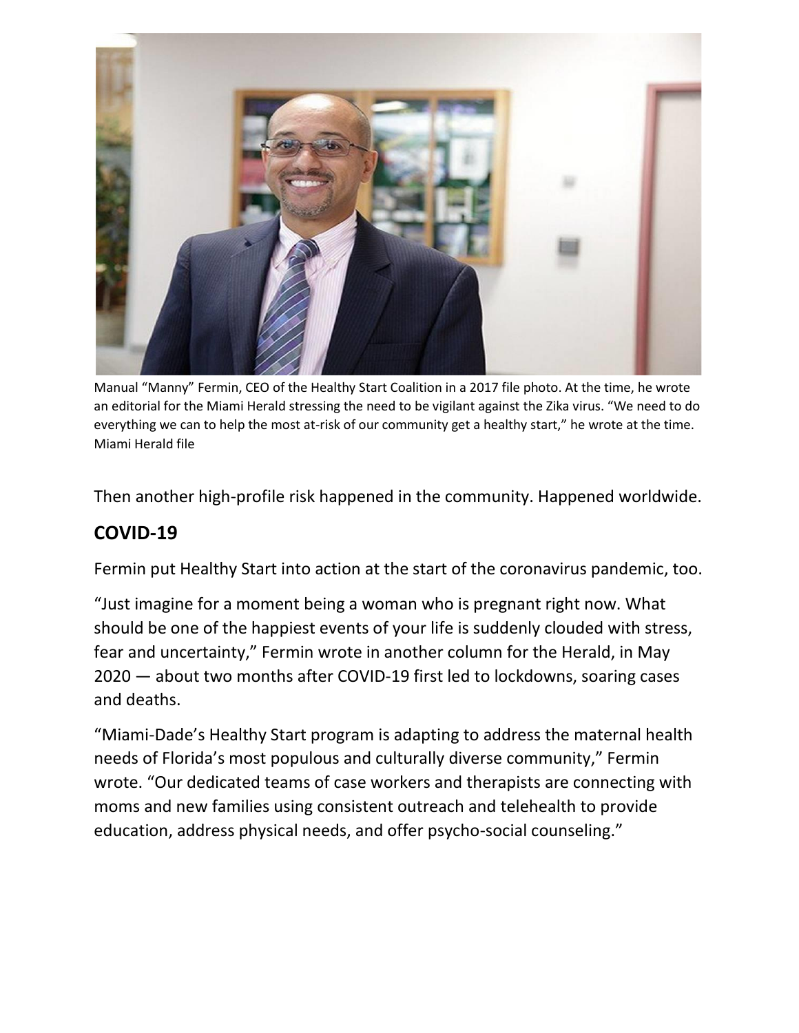Manual "Manny" Fermin, CEO of the Healthy Start Coalition in a 2017 file photo. At the time, he wrote an editorial for the Miami Herald stressing the need to be vigilant against the Zika virus. "We need to do everything we can to help the most at-risk of our community get a healthy start," he wrote at the time. Miami Herald file

Then another high-profile risk happened in the community. Happened worldwide.

## COVID-19

Fermin put Healthy Start into action at the start of the coronavirus pandemic, too.

"Just imagine for a moment being a woman who is pregnant right now. What should be one of the happiest events of your life is suddenly clouded with stress, fear and uncertainty," Fermin wrote in another column for the Herald, in May 2020 — about two months after COVID-19 first led to lockdowns, soaring cases and deaths.

"Miami-Dade's Healthy Start program is adapting to address the maternal health needs of Florida's most populous and culturally diverse community," Fermin wrote. "Our dedicated teams of case workers and therapists are connecting with moms and new families using consistent outreach and telehealth to provide education, address physical needs, and offer psycho-social counseling."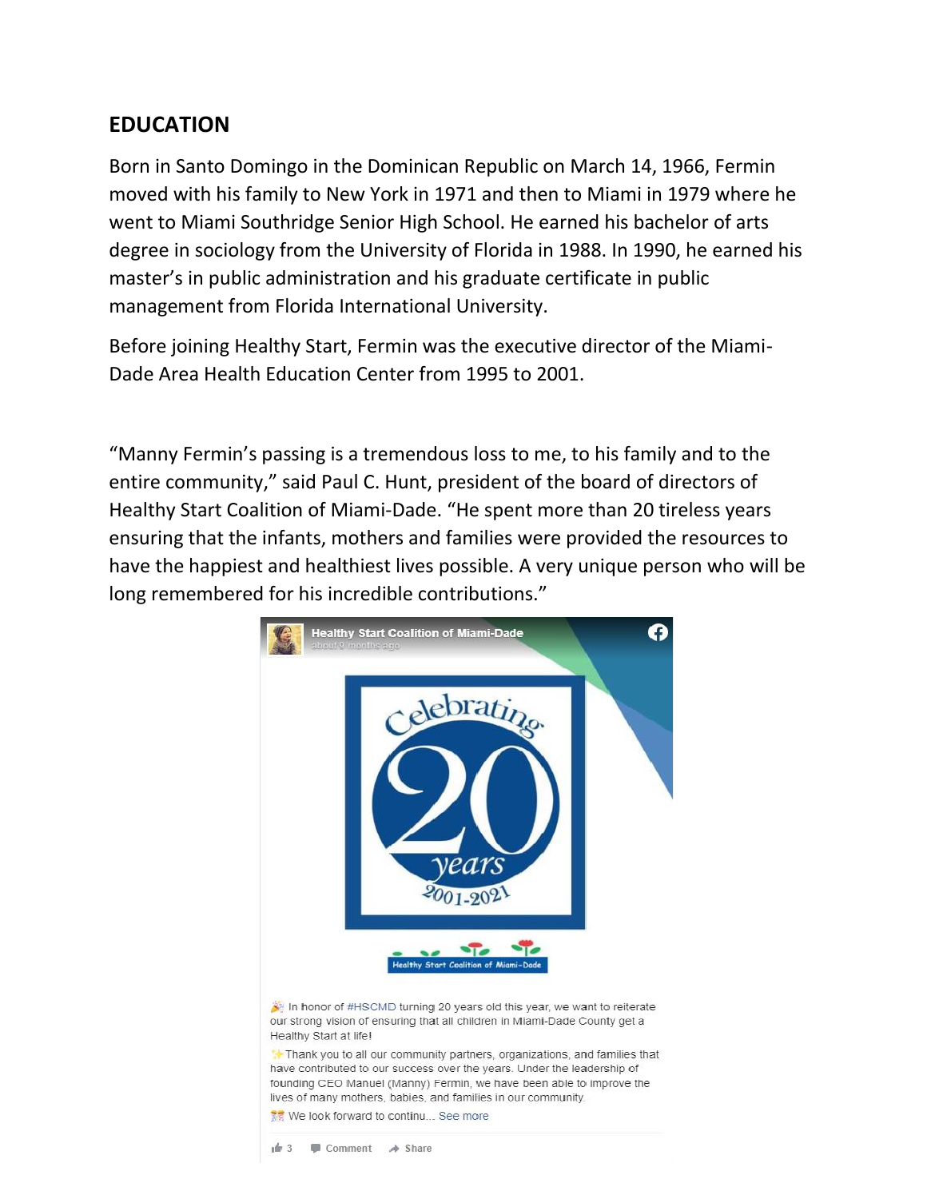## EDUCATION

Born in Santo Domingo in the Dominican Republic on March 14, 1966, Fermin moved with his family to New York in 1971 and then to Miami in 1979 where he went to Miami Southridge Senior High School. He earned his bachelor of arts degree in sociology from the University of Florida in 1988. In 1990, he earned his master's in public administration and his graduate certificate in public management from Florida International University.

Before joining Healthy Start, Fermin was the executive director of the Miami-Dade Area Health Education Center from 1995 to 2001.

"Manny Fermin's passing is a tremendous loss to me, to his family and to the entire community," said Paul C. Hunt, president of the board of directors of Healthy Start Coalition of Miami-Dade. "He spent more than 20 tireless years ensuring that the infants, mothers and families were provided the resources to have the happiest and healthiest lives possible. A very unique person who will be long remembered for his incredible contributions."

Healthy Start Coalition of Miami-Dade
about 9 months ago

Celebrating 20 years 2001-2021

Healthy Start Coalition of Miami-Dade

🎉 In honor of #HSCMD turning 20 years old this year, we want to reiterate our strong vision of ensuring that all children in Miami-Dade County get a Healthy Start at life!

✨ Thank you to all our community partners, organizations, and families that have contributed to our success over the years. Under the leadership of founding CEO Manuel (Manny) Fermin, we have been able to improve the lives of many mothers, babies, and families in our community.

🎊 We look forward to continu... See more

3 Comment Share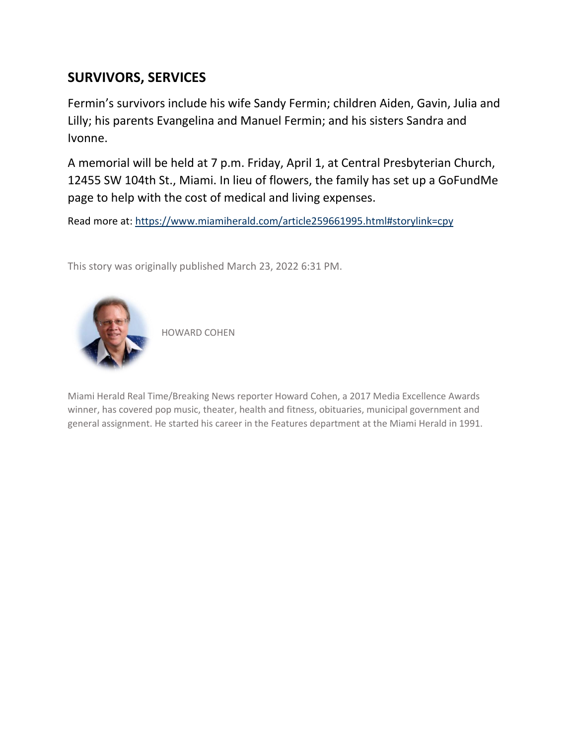## SURVIVORS, SERVICES

Fermin's survivors include his wife Sandy Fermin; children Aiden, Gavin, Julia and Lilly; his parents Evangelina and Manuel Fermin; and his sisters Sandra and Ivonne.

A memorial will be held at 7 p.m. Friday, April 1, at Central Presbyterian Church, 12455 SW 104th St., Miami. In lieu of flowers, the family has set up a GoFundMe page to help with the cost of medical and living expenses.

Read more at: https://www.miamiherald.com/article259661995.html#storylink=cpy

This story was originally published March 23, 2022 6:31 PM.

HOWARD COHEN

Miami Herald Real Time/Breaking News reporter Howard Cohen, a 2017 Media Excellence Awards winner, has covered pop music, theater, health and fitness, obituaries, municipal government and general assignment. He started his career in the Features department at the Miami Herald in 1991.